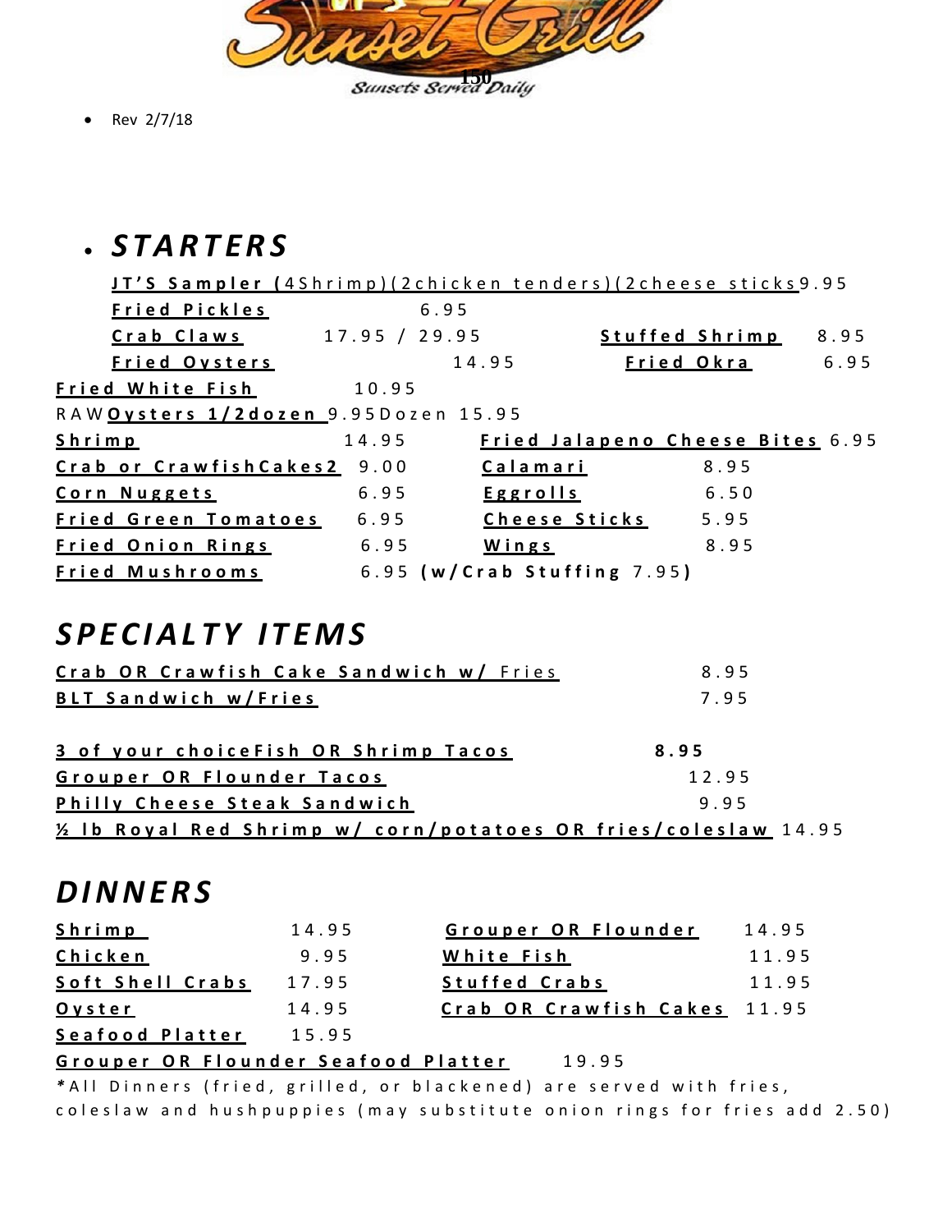Sunset Grill

Sunsets Served Daily

- Rev 2/7/18

# STARTERS

**JT'S Sampler (**4Shrimp)(2chicken tenders)(2cheese sticks 9.95

| Item | Price | Item | Price |
|---|---|---|---|
| **Fried Pickles** | 6.95 | | |
| **Crab Claws** | 17.95 / 29.95 | **Stuffed Shrimp** | 8.95 |
| **Fried Oysters** | 14.95 | **Fried Okra** | 6.95 |
| **Fried White Fish** | 10.95 | | |

RAW **Oysters 1/2dozen** 9.95 Dozen 15.95

| Item | Price | Item | Price |
|---|---|---|---|
| **Shrimp** | 14.95 | **Fried Jalapeno Cheese Bites** | 6.95 |
| **Crab or Crawfish Cakes 2** | 9.00 | **Calamari** | 8.95 |
| **Corn Nuggets** | 6.95 | **Eggrolls** | 6.50 |
| **Fried Green Tomatoes** | 6.95 | **Cheese Sticks** | 5.95 |
| **Fried Onion Rings** | 6.95 | **Wings** | 8.95 |
| **Fried Mushrooms** | 6.95 **(w/Crab Stuffing** 7.95**)** | | |

# SPECIALTY ITEMS

| Item | Price |
|---|---|
| **Crab OR Crawfish Cake Sandwich w/** Fries | 8.95 |
| **BLT Sandwich w/Fries** | 7.95 |
| **3 of your choice Fish OR Shrimp Tacos** | **8.95** |
| **Grouper OR Flounder Tacos** | 12.95 |
| **Philly Cheese Steak Sandwich** | 9.95 |
| **½ lb Royal Red Shrimp w/ corn/potatoes OR fries/coleslaw** | 14.95 |

# DINNERS

| Item | Price | Item | Price |
|---|---|---|---|
| **Shrimp** | 14.95 | **Grouper OR Flounder** | 14.95 |
| **Chicken** | 9.95 | **White Fish** | 11.95 |
| **Soft Shell Crabs** | 17.95 | **Stuffed Crabs** | 11.95 |
| **Oyster** | 14.95 | **Crab OR Crawfish Cakes** | 11.95 |
| **Seafood Platter** | 15.95 | | |
| **Grouper OR Flounder Seafood Platter** | 19.95 | | |

**\***All Dinners (fried, grilled, or blackened) are served with fries, coleslaw and hushpuppies (may substitute onion rings for fries add 2.50)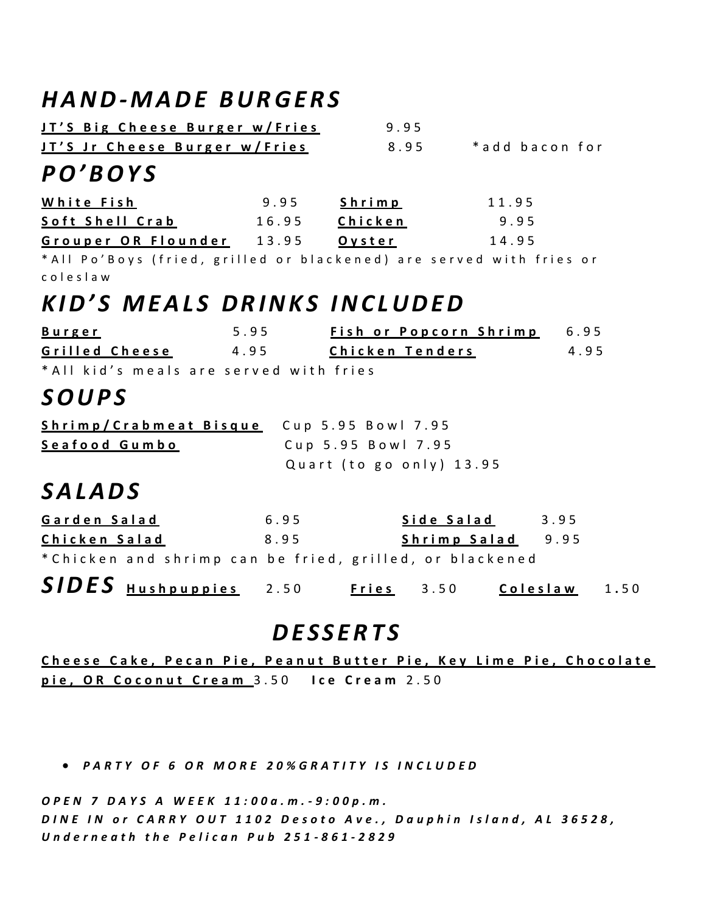## *HAND-MADE BURGERS*

| | | |
|---|---|---|
| **JT'S Big Cheese Burger w/Fries** | 9.95 | |
| **JT'S Jr Cheese Burger w/Fries** | 8.95 | *add bacon for |

## *PO'BOYS*

| | | | |
|---|---|---|---|
| **White Fish** | 9.95 | **Shrimp** | 11.95 |
| **Soft Shell Crab** | 16.95 | **Chicken** | 9.95 |
| **Grouper OR Flounder** | 13.95 | **Oyster** | 14.95 |

*All Po'Boys (fried, grilled or blackened) are served with fries or coleslaw

## *KID'S MEALS DRINKS INCLUDED*

| | | | |
|---|---|---|---|
| **Burger** | 5.95 | **Fish or Popcorn Shrimp** | 6.95 |
| **Grilled Cheese** | 4.95 | **Chicken Tenders** | 4.95 |

*All kid's meals are served with fries

## *SOUPS*

| | |
|---|---|
| **Shrimp/Crabmeat Bisque** | Cup 5.95 Bowl 7.95 |
| **Seafood Gumbo** | Cup 5.95 Bowl 7.95 |
| | Quart (to go only) 13.95 |

## *SALADS*

| | | | |
|---|---|---|---|
| **Garden Salad** | 6.95 | **Side Salad** | 3.95 |
| **Chicken Salad** | 8.95 | **Shrimp Salad** | 9.95 |

*Chicken and shrimp can be fried, grilled, or blackened

## *SIDES*

**Hushpuppies** 2.50 **Fries** 3.50 **Coleslaw** 1.50

## *DESSERTS*

**Cheese Cake, Pecan Pie, Peanut Butter Pie, Key Lime Pie, Chocolate pie, OR Coconut Cream** 3.50 **Ice Cream** 2.50

- ***PARTY OF 6 OR MORE 20%GRATITY IS INCLUDED***

***OPEN 7 DAYS A WEEK 11:00a.m.-9:00p.m.***
***DINE IN or CARRY OUT 1102 Desoto Ave., Dauphin Island, AL 36528, Underneath the Pelican Pub 251-861-2829***